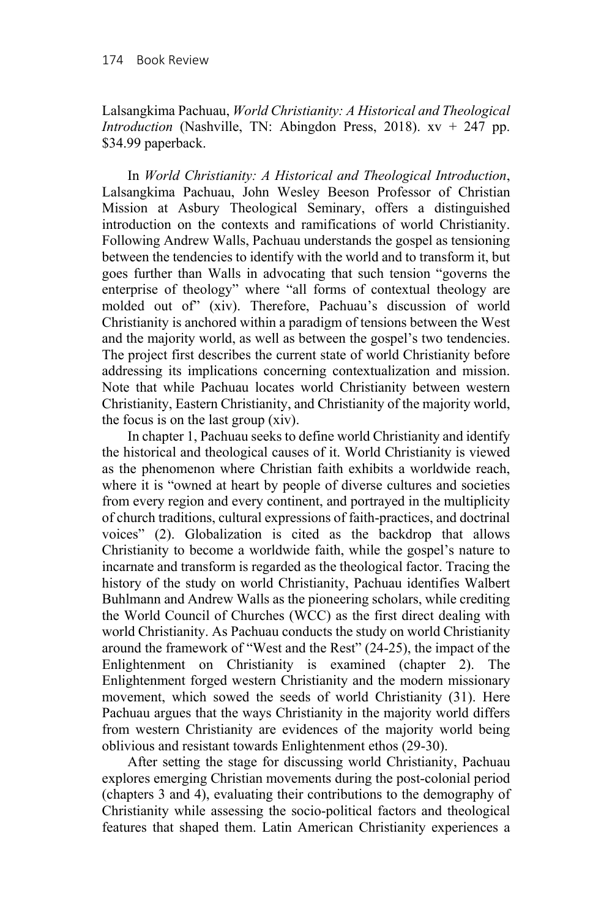Lalsangkima Pachuau, *World Christianity: A Historical and Theological Introduction* (Nashville, TN: Abingdon Press, 2018). xv + 247 pp. $34.99 paperback.

In *World Christianity: A Historical and Theological Introduction*, Lalsangkima Pachuau, John Wesley Beeson Professor of Christian Mission at Asbury Theological Seminary, offers a distinguished introduction on the contexts and ramifications of world Christianity. Following Andrew Walls, Pachuau understands the gospel as tensioning between the tendencies to identify with the world and to transform it, but goes further than Walls in advocating that such tension "governs the enterprise of theology" where "all forms of contextual theology are molded out of" (xiv). Therefore, Pachuau's discussion of world Christianity is anchored within a paradigm of tensions between the West and the majority world, as well as between the gospel's two tendencies. The project first describes the current state of world Christianity before addressing its implications concerning contextualization and mission. Note that while Pachuau locates world Christianity between western Christianity, Eastern Christianity, and Christianity of the majority world, the focus is on the last group (xiv).

In chapter 1, Pachuau seeks to define world Christianity and identify the historical and theological causes of it. World Christianity is viewed as the phenomenon where Christian faith exhibits a worldwide reach, where it is "owned at heart by people of diverse cultures and societies from every region and every continent, and portrayed in the multiplicity of church traditions, cultural expressions of faith-practices, and doctrinal voices" (2). Globalization is cited as the backdrop that allows Christianity to become a worldwide faith, while the gospel's nature to incarnate and transform is regarded as the theological factor. Tracing the history of the study on world Christianity, Pachuau identifies Walbert Buhlmann and Andrew Walls as the pioneering scholars, while crediting the World Council of Churches (WCC) as the first direct dealing with world Christianity. As Pachuau conducts the study on world Christianity around the framework of "West and the Rest" (24-25), the impact of the Enlightenment on Christianity is examined (chapter 2). The Enlightenment forged western Christianity and the modern missionary movement, which sowed the seeds of world Christianity (31). Here Pachuau argues that the ways Christianity in the majority world differs from western Christianity are evidences of the majority world being oblivious and resistant towards Enlightenment ethos (29-30).

After setting the stage for discussing world Christianity, Pachuau explores emerging Christian movements during the post-colonial period (chapters 3 and 4), evaluating their contributions to the demography of Christianity while assessing the socio-political factors and theological features that shaped them. Latin American Christianity experiences a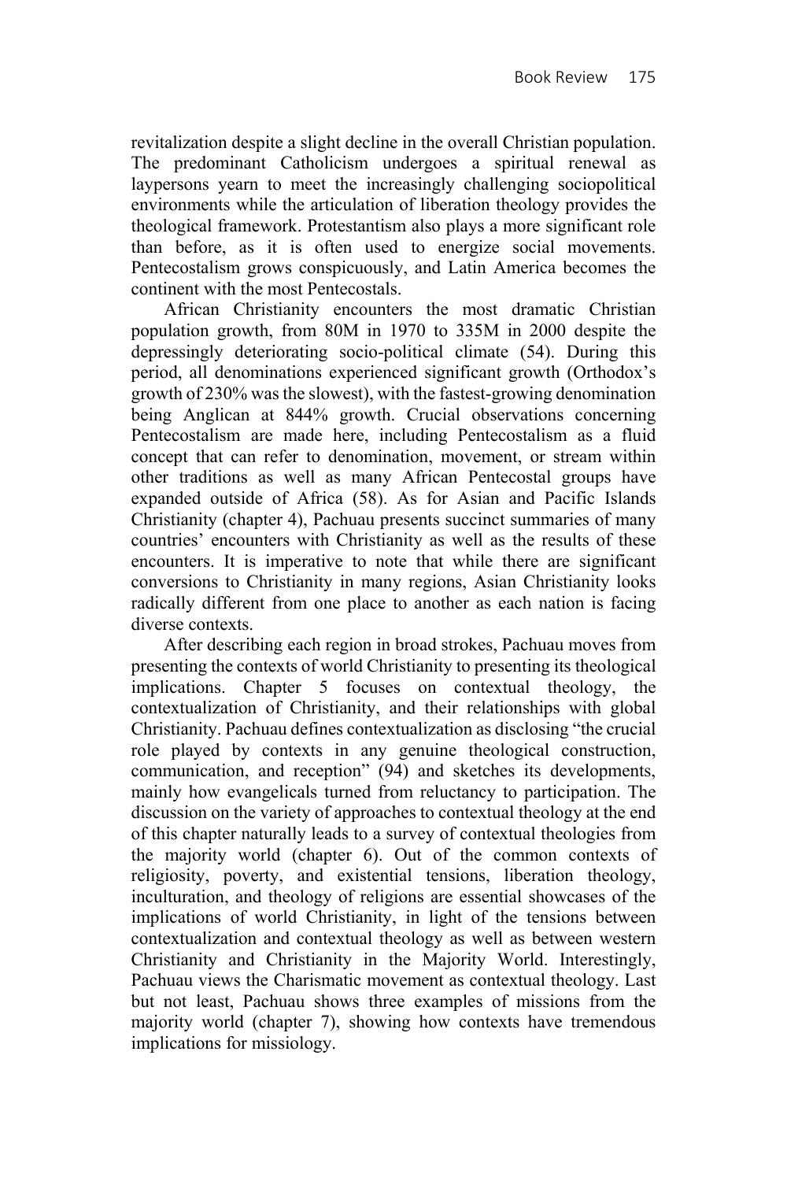revitalization despite a slight decline in the overall Christian population. The predominant Catholicism undergoes a spiritual renewal as laypersons yearn to meet the increasingly challenging sociopolitical environments while the articulation of liberation theology provides the theological framework. Protestantism also plays a more significant role than before, as it is often used to energize social movements. Pentecostalism grows conspicuously, and Latin America becomes the continent with the most Pentecostals.

African Christianity encounters the most dramatic Christian population growth, from 80M in 1970 to 335M in 2000 despite the depressingly deteriorating socio-political climate (54). During this period, all denominations experienced significant growth (Orthodox's growth of 230% was the slowest), with the fastest-growing denomination being Anglican at 844% growth. Crucial observations concerning Pentecostalism are made here, including Pentecostalism as a fluid concept that can refer to denomination, movement, or stream within other traditions as well as many African Pentecostal groups have expanded outside of Africa (58). As for Asian and Pacific Islands Christianity (chapter 4), Pachuau presents succinct summaries of many countries' encounters with Christianity as well as the results of these encounters. It is imperative to note that while there are significant conversions to Christianity in many regions, Asian Christianity looks radically different from one place to another as each nation is facing diverse contexts.

After describing each region in broad strokes, Pachuau moves from presenting the contexts of world Christianity to presenting its theological implications. Chapter 5 focuses on contextual theology, the contextualization of Christianity, and their relationships with global Christianity. Pachuau defines contextualization as disclosing "the crucial role played by contexts in any genuine theological construction, communication, and reception" (94) and sketches its developments, mainly how evangelicals turned from reluctancy to participation. The discussion on the variety of approaches to contextual theology at the end of this chapter naturally leads to a survey of contextual theologies from the majority world (chapter 6). Out of the common contexts of religiosity, poverty, and existential tensions, liberation theology, inculturation, and theology of religions are essential showcases of the implications of world Christianity, in light of the tensions between contextualization and contextual theology as well as between western Christianity and Christianity in the Majority World. Interestingly, Pachuau views the Charismatic movement as contextual theology. Last but not least, Pachuau shows three examples of missions from the majority world (chapter 7), showing how contexts have tremendous implications for missiology.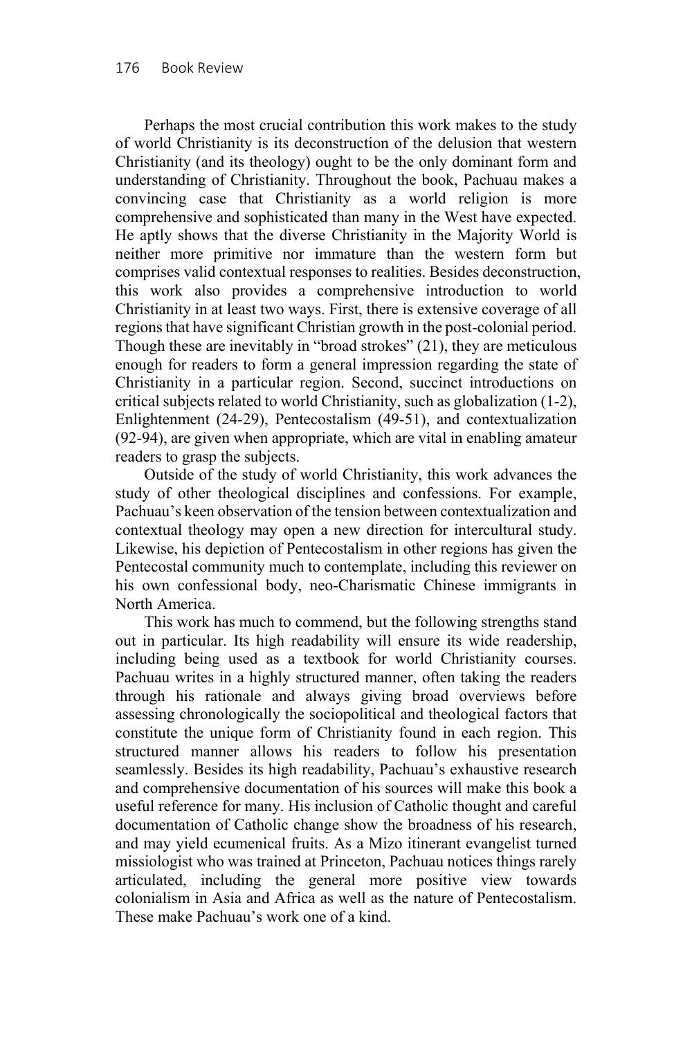Perhaps the most crucial contribution this work makes to the study of world Christianity is its deconstruction of the delusion that western Christianity (and its theology) ought to be the only dominant form and understanding of Christianity. Throughout the book, Pachuau makes a convincing case that Christianity as a world religion is more comprehensive and sophisticated than many in the West have expected. He aptly shows that the diverse Christianity in the Majority World is neither more primitive nor immature than the western form but comprises valid contextual responses to realities. Besides deconstruction, this work also provides a comprehensive introduction to world Christianity in at least two ways. First, there is extensive coverage of all regions that have significant Christian growth in the post-colonial period. Though these are inevitably in "broad strokes" (21), they are meticulous enough for readers to form a general impression regarding the state of Christianity in a particular region. Second, succinct introductions on critical subjects related to world Christianity, such as globalization (1-2), Enlightenment (24-29), Pentecostalism (49-51), and contextualization (92-94), are given when appropriate, which are vital in enabling amateur readers to grasp the subjects.

Outside of the study of world Christianity, this work advances the study of other theological disciplines and confessions. For example, Pachuau's keen observation of the tension between contextualization and contextual theology may open a new direction for intercultural study. Likewise, his depiction of Pentecostalism in other regions has given the Pentecostal community much to contemplate, including this reviewer on his own confessional body, neo-Charismatic Chinese immigrants in North America.

This work has much to commend, but the following strengths stand out in particular. Its high readability will ensure its wide readership, including being used as a textbook for world Christianity courses. Pachuau writes in a highly structured manner, often taking the readers through his rationale and always giving broad overviews before assessing chronologically the sociopolitical and theological factors that constitute the unique form of Christianity found in each region. This structured manner allows his readers to follow his presentation seamlessly. Besides its high readability, Pachuau's exhaustive research and comprehensive documentation of his sources will make this book a useful reference for many. His inclusion of Catholic thought and careful documentation of Catholic change show the broadness of his research, and may yield ecumenical fruits. As a Mizo itinerant evangelist turned missiologist who was trained at Princeton, Pachuau notices things rarely articulated, including the general more positive view towards colonialism in Asia and Africa as well as the nature of Pentecostalism. These make Pachuau's work one of a kind.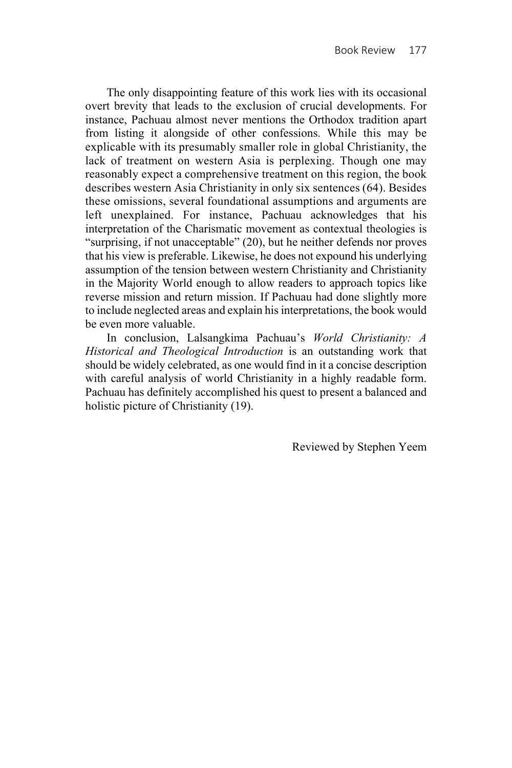The only disappointing feature of this work lies with its occasional overt brevity that leads to the exclusion of crucial developments. For instance, Pachuau almost never mentions the Orthodox tradition apart from listing it alongside of other confessions. While this may be explicable with its presumably smaller role in global Christianity, the lack of treatment on western Asia is perplexing. Though one may reasonably expect a comprehensive treatment on this region, the book describes western Asia Christianity in only six sentences (64). Besides these omissions, several foundational assumptions and arguments are left unexplained. For instance, Pachuau acknowledges that his interpretation of the Charismatic movement as contextual theologies is "surprising, if not unacceptable" (20), but he neither defends nor proves that his view is preferable. Likewise, he does not expound his underlying assumption of the tension between western Christianity and Christianity in the Majority World enough to allow readers to approach topics like reverse mission and return mission. If Pachuau had done slightly more to include neglected areas and explain his interpretations, the book would be even more valuable.

In conclusion, Lalsangkima Pachuau's *World Christianity: A Historical and Theological Introduction* is an outstanding work that should be widely celebrated, as one would find in it a concise description with careful analysis of world Christianity in a highly readable form. Pachuau has definitely accomplished his quest to present a balanced and holistic picture of Christianity (19).

Reviewed by Stephen Yeem